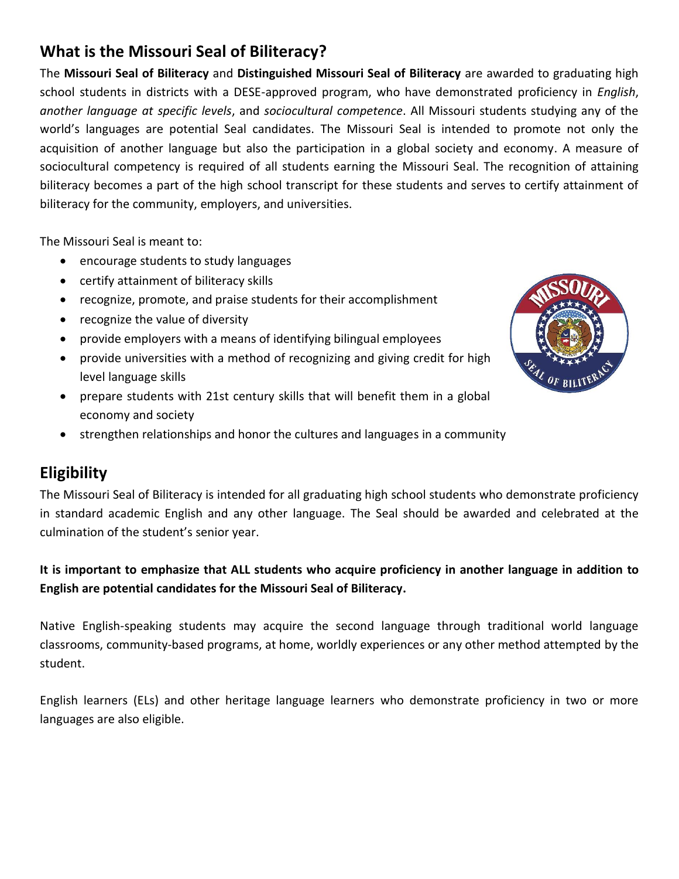## What is the Missouri Seal of Biliteracy?

The **Missouri Seal of Biliteracy** and **Distinguished Missouri Seal of Biliteracy** are awarded to graduating high school students in districts with a DESE-approved program, who have demonstrated proficiency in *English*, *another language at specific levels*, and *sociocultural competence*. All Missouri students studying any of the world's languages are potential Seal candidates. The Missouri Seal is intended to promote not only the acquisition of another language but also the participation in a global society and economy. A measure of sociocultural competency is required of all students earning the Missouri Seal. The recognition of attaining biliteracy becomes a part of the high school transcript for these students and serves to certify attainment of biliteracy for the community, employers, and universities.

The Missouri Seal is meant to:

- encourage students to study languages
- certify attainment of biliteracy skills
- recognize, promote, and praise students for their accomplishment
- recognize the value of diversity
- provide employers with a means of identifying bilingual employees
- provide universities with a method of recognizing and giving credit for high level language skills
- prepare students with 21st century skills that will benefit them in a global economy and society
- strengthen relationships and honor the cultures and languages in a community

## Eligibility

The Missouri Seal of Biliteracy is intended for all graduating high school students who demonstrate proficiency in standard academic English and any other language. The Seal should be awarded and celebrated at the culmination of the student's senior year.

**It is important to emphasize that ALL students who acquire proficiency in another language in addition to English are potential candidates for the Missouri Seal of Biliteracy.**

Native English-speaking students may acquire the second language through traditional world language classrooms, community-based programs, at home, worldly experiences or any other method attempted by the student.

English learners (ELs) and other heritage language learners who demonstrate proficiency in two or more languages are also eligible.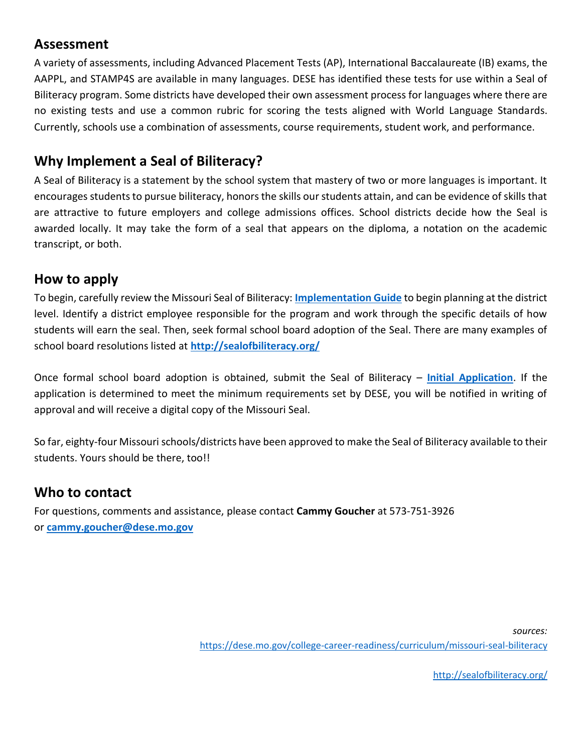## Assessment

A variety of assessments, including Advanced Placement Tests (AP), International Baccalaureate (IB) exams, the AAPPL, and STAMP4S are available in many languages. DESE has identified these tests for use within a Seal of Biliteracy program. Some districts have developed their own assessment process for languages where there are no existing tests and use a common rubric for scoring the tests aligned with World Language Standards. Currently, schools use a combination of assessments, course requirements, student work, and performance.

## Why Implement a Seal of Biliteracy?

A Seal of Biliteracy is a statement by the school system that mastery of two or more languages is important. It encourages students to pursue biliteracy, honors the skills our students attain, and can be evidence of skills that are attractive to future employers and college admissions offices. School districts decide how the Seal is awarded locally. It may take the form of a seal that appears on the diploma, a notation on the academic transcript, or both.

## How to apply

To begin, carefully review the Missouri Seal of Biliteracy: **Implementation Guide** to begin planning at the district level. Identify a district employee responsible for the program and work through the specific details of how students will earn the seal. Then, seek formal school board adoption of the Seal. There are many examples of school board resolutions listed at **http://sealofbiliteracy.org/**

Once formal school board adoption is obtained, submit the Seal of Biliteracy – **Initial Application**. If the application is determined to meet the minimum requirements set by DESE, you will be notified in writing of approval and will receive a digital copy of the Missouri Seal.

So far, eighty-four Missouri schools/districts have been approved to make the Seal of Biliteracy available to their students. Yours should be there, too!!

## Who to contact

For questions, comments and assistance, please contact **Cammy Goucher** at 573-751-3926 or **cammy.goucher@dese.mo.gov**

*sources:*
https://dese.mo.gov/college-career-readiness/curriculum/missouri-seal-biliteracy

http://sealofbiliteracy.org/